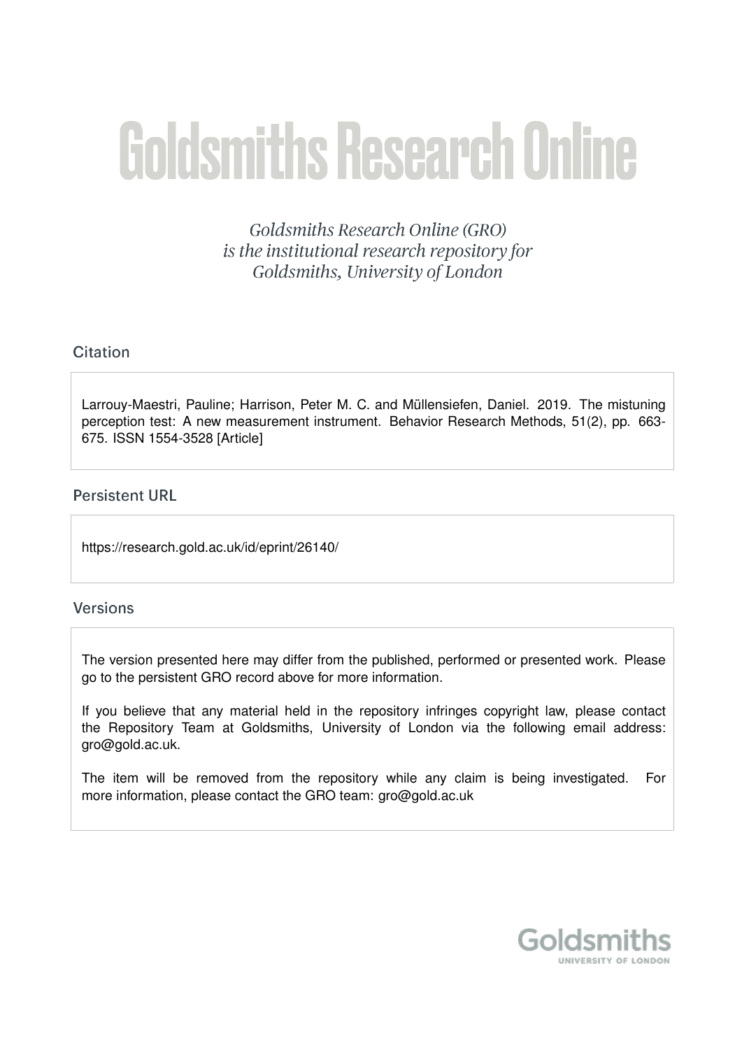# Goldsmiths Research Online

*Goldsmiths Research Online (GRO) is the institutional research repository for Goldsmiths, University of London*

## Citation

Larrouy-Maestri, Pauline; Harrison, Peter M. C. and Müllensiefen, Daniel. 2019. The mistuning perception test: A new measurement instrument. Behavior Research Methods, 51(2), pp. 663-675. ISSN 1554-3528 [Article]

## Persistent URL

https://research.gold.ac.uk/id/eprint/26140/

## Versions

The version presented here may differ from the published, performed or presented work. Please go to the persistent GRO record above for more information.

If you believe that any material held in the repository infringes copyright law, please contact the Repository Team at Goldsmiths, University of London via the following email address: gro@gold.ac.uk.

The item will be removed from the repository while any claim is being investigated. For more information, please contact the GRO team: gro@gold.ac.uk

Goldsmiths
UNIVERSITY OF LONDON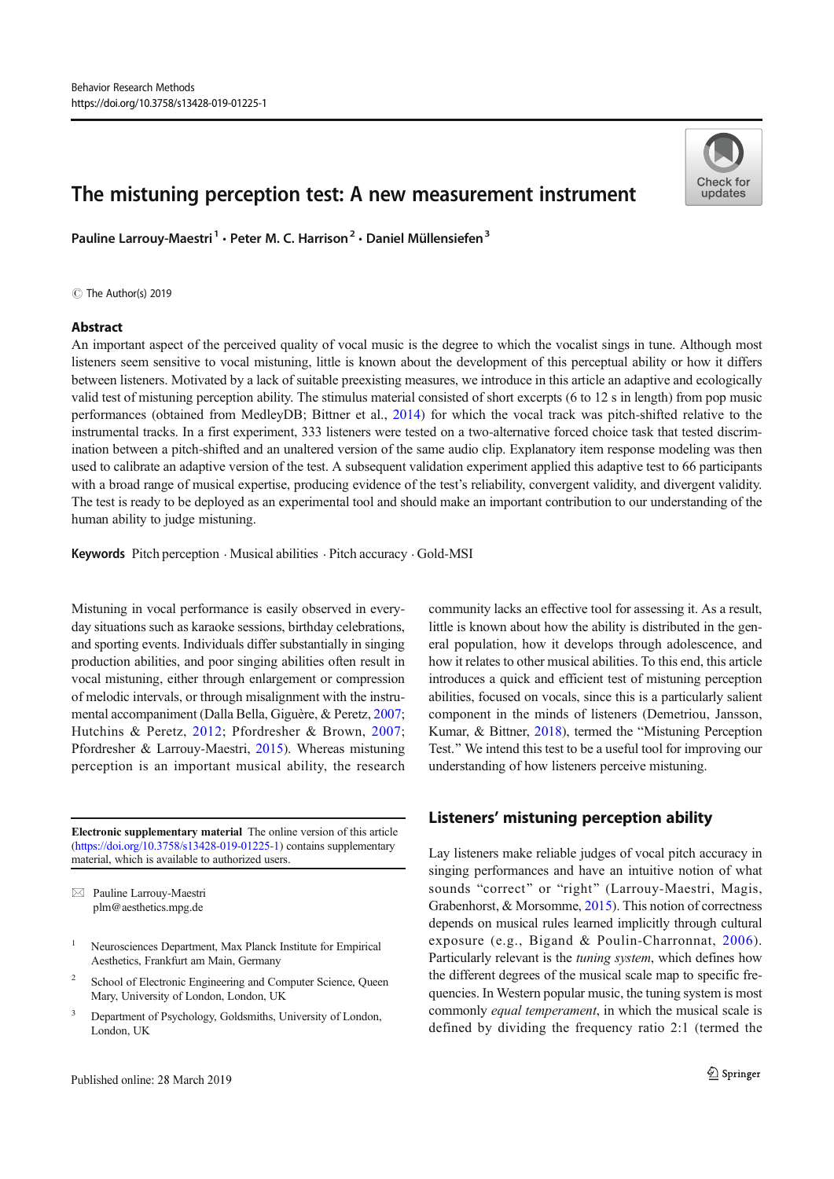Behavior Research Methods
https://doi.org/10.3758/s13428-019-01225-1

# The mistuning perception test: A new measurement instrument

**Pauline Larrouy-Maestri[1] · Peter M. C. Harrison[2] · Daniel Müllensiefen[3]**

© The Author(s) 2019

## Abstract

An important aspect of the perceived quality of vocal music is the degree to which the vocalist sings in tune. Although most listeners seem sensitive to vocal mistuning, little is known about the development of this perceptual ability or how it differs between listeners. Motivated by a lack of suitable preexisting measures, we introduce in this article an adaptive and ecologically valid test of mistuning perception ability. The stimulus material consisted of short excerpts (6 to 12 s in length) from pop music performances (obtained from MedleyDB; Bittner et al., 2014) for which the vocal track was pitch-shifted relative to the instrumental tracks. In a first experiment, 333 listeners were tested on a two-alternative forced choice task that tested discrimination between a pitch-shifted and an unaltered version of the same audio clip. Explanatory item response modeling was then used to calibrate an adaptive version of the test. A subsequent validation experiment applied this adaptive test to 66 participants with a broad range of musical expertise, producing evidence of the test's reliability, convergent validity, and divergent validity. The test is ready to be deployed as an experimental tool and should make an important contribution to our understanding of the human ability to judge mistuning.

**Keywords** Pitch perception · Musical abilities · Pitch accuracy · Gold-MSI

Mistuning in vocal performance is easily observed in everyday situations such as karaoke sessions, birthday celebrations, and sporting events. Individuals differ substantially in singing production abilities, and poor singing abilities often result in vocal mistuning, either through enlargement or compression of melodic intervals, or through misalignment with the instrumental accompaniment (Dalla Bella, Giguère, & Peretz, 2007; Hutchins & Peretz, 2012; Pfordresher & Brown, 2007; Pfordresher & Larrouy-Maestri, 2015). Whereas mistuning perception is an important musical ability, the research community lacks an effective tool for assessing it. As a result, little is known about how the ability is distributed in the general population, how it develops through adolescence, and how it relates to other musical abilities. To this end, this article introduces a quick and efficient test of mistuning perception abilities, focused on vocals, since this is a particularly salient component in the minds of listeners (Demetriou, Jansson, Kumar, & Bittner, 2018), termed the "Mistuning Perception Test." We intend this test to be a useful tool for improving our understanding of how listeners perceive mistuning.

## Listeners' mistuning perception ability

Lay listeners make reliable judges of vocal pitch accuracy in singing performances and have an intuitive notion of what sounds "correct" or "right" (Larrouy-Maestri, Magis, Grabenhorst, & Morsomme, 2015). This notion of correctness depends on musical rules learned implicitly through cultural exposure (e.g., Bigand & Poulin-Charronnat, 2006). Particularly relevant is the *tuning system*, which defines how the different degrees of the musical scale map to specific frequencies. In Western popular music, the tuning system is most commonly *equal temperament*, in which the musical scale is defined by dividing the frequency ratio 2:1 (termed the

---

**Electronic supplementary material** The online version of this article (https://doi.org/10.3758/s13428-019-01225-1) contains supplementary material, which is available to authorized users.

✉ Pauline Larrouy-Maestri
plm@aesthetics.mpg.de

[1] Neurosciences Department, Max Planck Institute for Empirical Aesthetics, Frankfurt am Main, Germany

[2] School of Electronic Engineering and Computer Science, Queen Mary, University of London, London, UK

[3] Department of Psychology, Goldsmiths, University of London, London, UK

Published online: 28 March 2019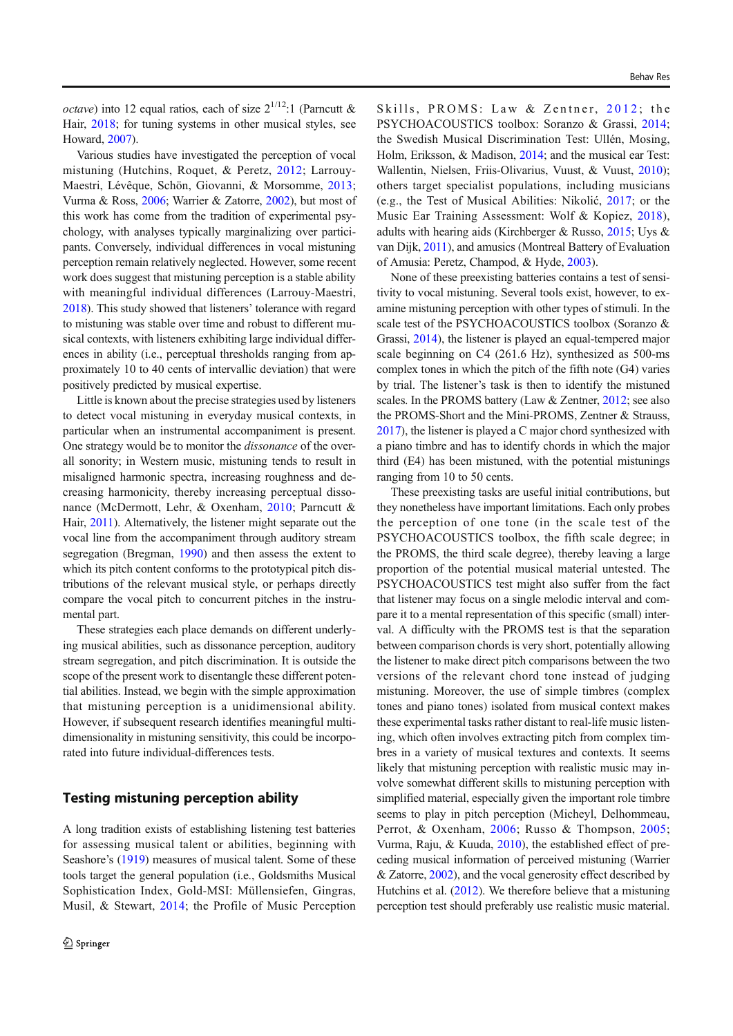*octave*) into 12 equal ratios, each of size $2^{1/12}$:1 (Parncutt & Hair, 2018; for tuning systems in other musical styles, see Howard, 2007).

Various studies have investigated the perception of vocal mistuning (Hutchins, Roquet, & Peretz, 2012; Larrouy-Maestri, Lévêque, Schön, Giovanni, & Morsomme, 2013; Vurma & Ross, 2006; Warrier & Zatorre, 2002), but most of this work has come from the tradition of experimental psychology, with analyses typically marginalizing over participants. Conversely, individual differences in vocal mistuning perception remain relatively neglected. However, some recent work does suggest that mistuning perception is a stable ability with meaningful individual differences (Larrouy-Maestri, 2018). This study showed that listeners' tolerance with regard to mistuning was stable over time and robust to different musical contexts, with listeners exhibiting large individual differences in ability (i.e., perceptual thresholds ranging from approximately 10 to 40 cents of intervallic deviation) that were positively predicted by musical expertise.

Little is known about the precise strategies used by listeners to detect vocal mistuning in everyday musical contexts, in particular when an instrumental accompaniment is present. One strategy would be to monitor the *dissonance* of the overall sonority; in Western music, mistuning tends to result in misaligned harmonic spectra, increasing roughness and decreasing harmonicity, thereby increasing perceptual dissonance (McDermott, Lehr, & Oxenham, 2010; Parncutt & Hair, 2011). Alternatively, the listener might separate out the vocal line from the accompaniment through auditory stream segregation (Bregman, 1990) and then assess the extent to which its pitch content conforms to the prototypical pitch distributions of the relevant musical style, or perhaps directly compare the vocal pitch to concurrent pitches in the instrumental part.

These strategies each place demands on different underlying musical abilities, such as dissonance perception, auditory stream segregation, and pitch discrimination. It is outside the scope of the present work to disentangle these different potential abilities. Instead, we begin with the simple approximation that mistuning perception is a unidimensional ability. However, if subsequent research identifies meaningful multidimensionality in mistuning sensitivity, this could be incorporated into future individual-differences tests.

## Testing mistuning perception ability

A long tradition exists of establishing listening test batteries for assessing musical talent or abilities, beginning with Seashore's (1919) measures of musical talent. Some of these tools target the general population (i.e., Goldsmiths Musical Sophistication Index, Gold-MSI: Müllensiefen, Gingras, Musil, & Stewart, 2014; the Profile of Music Perception Skills, PROMS: Law & Zentner, 2012; the PSYCHOACOUSTICS toolbox: Soranzo & Grassi, 2014; the Swedish Musical Discrimination Test: Ullén, Mosing, Holm, Eriksson, & Madison, 2014; and the musical ear Test: Wallentin, Nielsen, Friis-Olivarius, Vuust, & Vuust, 2010); others target specialist populations, including musicians (e.g., the Test of Musical Abilities: Nikolić, 2017; or the Music Ear Training Assessment: Wolf & Kopiez, 2018), adults with hearing aids (Kirchberger & Russo, 2015; Uys & van Dijk, 2011), and amusics (Montreal Battery of Evaluation of Amusia: Peretz, Champod, & Hyde, 2003).

None of these preexisting batteries contains a test of sensitivity to vocal mistuning. Several tools exist, however, to examine mistuning perception with other types of stimuli. In the scale test of the PSYCHOACOUSTICS toolbox (Soranzo & Grassi, 2014), the listener is played an equal-tempered major scale beginning on C4 (261.6 Hz), synthesized as 500-ms complex tones in which the pitch of the fifth note (G4) varies by trial. The listener's task is then to identify the mistuned scales. In the PROMS battery (Law & Zentner, 2012; see also the PROMS-Short and the Mini-PROMS, Zentner & Strauss, 2017), the listener is played a C major chord synthesized with a piano timbre and has to identify chords in which the major third (E4) has been mistuned, with the potential mistunings ranging from 10 to 50 cents.

These preexisting tasks are useful initial contributions, but they nonetheless have important limitations. Each only probes the perception of one tone (in the scale test of the PSYCHOACOUSTICS toolbox, the fifth scale degree; in the PROMS, the third scale degree), thereby leaving a large proportion of the potential musical material untested. The PSYCHOACOUSTICS test might also suffer from the fact that listener may focus on a single melodic interval and compare it to a mental representation of this specific (small) interval. A difficulty with the PROMS test is that the separation between comparison chords is very short, potentially allowing the listener to make direct pitch comparisons between the two versions of the relevant chord tone instead of judging mistuning. Moreover, the use of simple timbres (complex tones and piano tones) isolated from musical context makes these experimental tasks rather distant to real-life music listening, which often involves extracting pitch from complex timbres in a variety of musical textures and contexts. It seems likely that mistuning perception with realistic music may involve somewhat different skills to mistuning perception with simplified material, especially given the important role timbre seems to play in pitch perception (Micheyl, Delhommeau, Perrot, & Oxenham, 2006; Russo & Thompson, 2005; Vurma, Raju, & Kuuda, 2010), the established effect of preceding musical information of perceived mistuning (Warrier & Zatorre, 2002), and the vocal generosity effect described by Hutchins et al. (2012). We therefore believe that a mistuning perception test should preferably use realistic music material.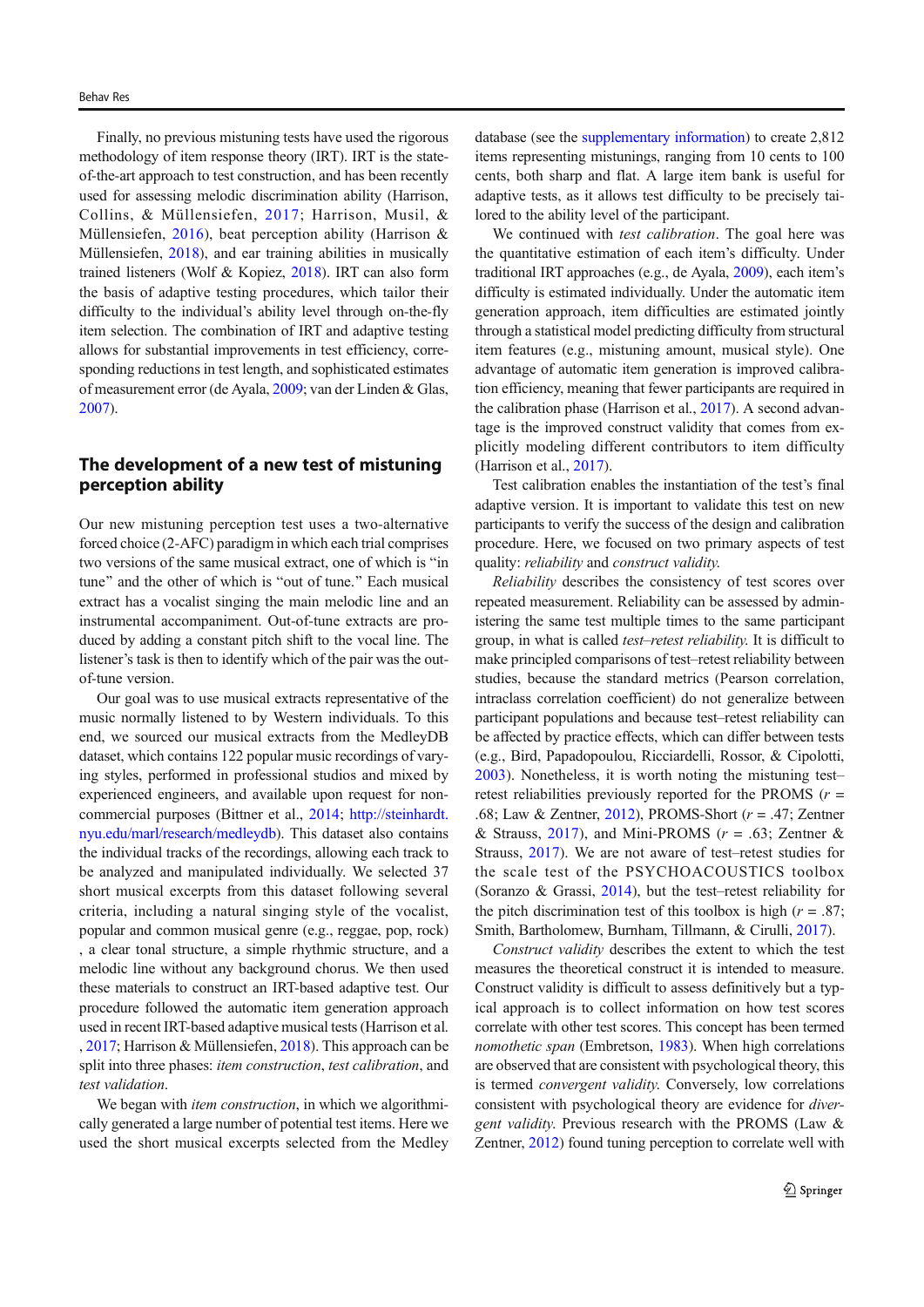Finally, no previous mistuning tests have used the rigorous methodology of item response theory (IRT). IRT is the state-of-the-art approach to test construction, and has been recently used for assessing melodic discrimination ability (Harrison, Collins, & Müllensiefen, 2017; Harrison, Musil, & Müllensiefen, 2016), beat perception ability (Harrison & Müllensiefen, 2018), and ear training abilities in musically trained listeners (Wolf & Kopiez, 2018). IRT can also form the basis of adaptive testing procedures, which tailor their difficulty to the individual's ability level through on-the-fly item selection. The combination of IRT and adaptive testing allows for substantial improvements in test efficiency, corresponding reductions in test length, and sophisticated estimates of measurement error (de Ayala, 2009; van der Linden & Glas, 2007).

## The development of a new test of mistuning perception ability

Our new mistuning perception test uses a two-alternative forced choice (2-AFC) paradigm in which each trial comprises two versions of the same musical extract, one of which is "in tune" and the other of which is "out of tune." Each musical extract has a vocalist singing the main melodic line and an instrumental accompaniment. Out-of-tune extracts are produced by adding a constant pitch shift to the vocal line. The listener's task is then to identify which of the pair was the out-of-tune version.

Our goal was to use musical extracts representative of the music normally listened to by Western individuals. To this end, we sourced our musical extracts from the MedleyDB dataset, which contains 122 popular music recordings of varying styles, performed in professional studios and mixed by experienced engineers, and available upon request for non-commercial purposes (Bittner et al., 2014; http://steinhardt.nyu.edu/marl/research/medleydb). This dataset also contains the individual tracks of the recordings, allowing each track to be analyzed and manipulated individually. We selected 37 short musical excerpts from this dataset following several criteria, including a natural singing style of the vocalist, popular and common musical genre (e.g., reggae, pop, rock), a clear tonal structure, a simple rhythmic structure, and a melodic line without any background chorus. We then used these materials to construct an IRT-based adaptive test. Our procedure followed the automatic item generation approach used in recent IRT-based adaptive musical tests (Harrison et al., 2017; Harrison & Müllensiefen, 2018). This approach can be split into three phases: *item construction*, *test calibration*, and *test validation*.

We began with *item construction*, in which we algorithmically generated a large number of potential test items. Here we used the short musical excerpts selected from the Medley database (see the supplementary information) to create 2,812 items representing mistunings, ranging from 10 cents to 100 cents, both sharp and flat. A large item bank is useful for adaptive tests, as it allows test difficulty to be precisely tailored to the ability level of the participant.

We continued with *test calibration*. The goal here was the quantitative estimation of each item's difficulty. Under traditional IRT approaches (e.g., de Ayala, 2009), each item's difficulty is estimated individually. Under the automatic item generation approach, item difficulties are estimated jointly through a statistical model predicting difficulty from structural item features (e.g., mistuning amount, musical style). One advantage of automatic item generation is improved calibration efficiency, meaning that fewer participants are required in the calibration phase (Harrison et al., 2017). A second advantage is the improved construct validity that comes from explicitly modeling different contributors to item difficulty (Harrison et al., 2017).

Test calibration enables the instantiation of the test's final adaptive version. It is important to validate this test on new participants to verify the success of the design and calibration procedure. Here, we focused on two primary aspects of test quality: *reliability* and *construct validity.*

*Reliability* describes the consistency of test scores over repeated measurement. Reliability can be assessed by administering the same test multiple times to the same participant group, in what is called *test–retest reliability.* It is difficult to make principled comparisons of test–retest reliability between studies, because the standard metrics (Pearson correlation, intraclass correlation coefficient) do not generalize between participant populations and because test–retest reliability can be affected by practice effects, which can differ between tests (e.g., Bird, Papadopoulou, Ricciardelli, Rossor, & Cipolotti, 2003). Nonetheless, it is worth noting the mistuning test–retest reliabilities previously reported for the PROMS ($r$ = .68; Law & Zentner, 2012), PROMS-Short ($r$ = .47; Zentner & Strauss, 2017), and Mini-PROMS ($r$ = .63; Zentner & Strauss, 2017). We are not aware of test–retest studies for the scale test of the PSYCHOACOUSTICS toolbox (Soranzo & Grassi, 2014), but the test–retest reliability for the pitch discrimination test of this toolbox is high ($r$ = .87; Smith, Bartholomew, Burnham, Tillmann, & Cirulli, 2017).

*Construct validity* describes the extent to which the test measures the theoretical construct it is intended to measure. Construct validity is difficult to assess definitively but a typical approach is to collect information on how test scores correlate with other test scores. This concept has been termed *nomothetic span* (Embretson, 1983). When high correlations are observed that are consistent with psychological theory, this is termed *convergent validity.* Conversely, low correlations consistent with psychological theory are evidence for *divergent validity.* Previous research with the PROMS (Law & Zentner, 2012) found tuning perception to correlate well with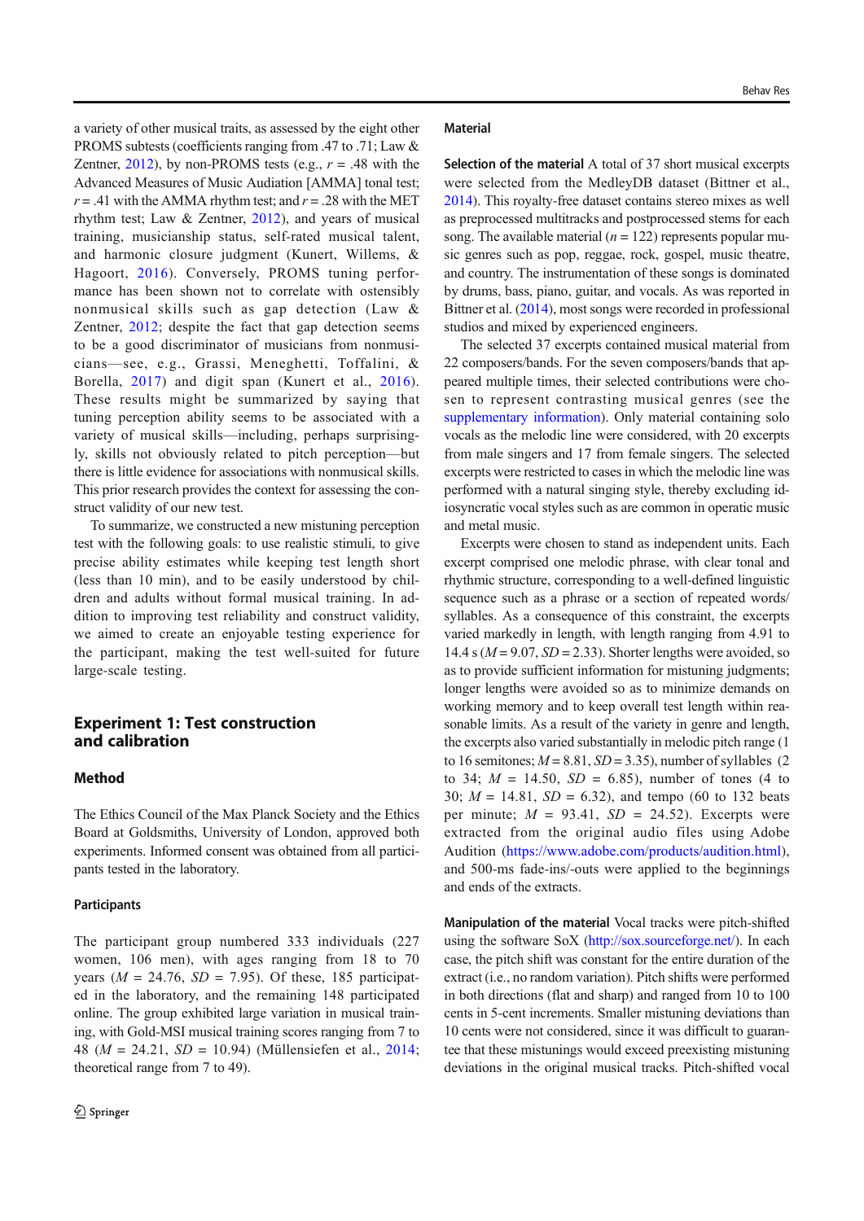a variety of other musical traits, as assessed by the eight other PROMS subtests (coefficients ranging from .47 to .71; Law & Zentner, 2012), by non-PROMS tests (e.g., $r$ = .48 with the Advanced Measures of Music Audiation [AMMA] tonal test; $r$ = .41 with the AMMA rhythm test; and $r$ = .28 with the MET rhythm test; Law & Zentner, 2012), and years of musical training, musicianship status, self-rated musical talent, and harmonic closure judgment (Kunert, Willems, & Hagoort, 2016). Conversely, PROMS tuning performance has been shown not to correlate with ostensibly nonmusical skills such as gap detection (Law & Zentner, 2012; despite the fact that gap detection seems to be a good discriminator of musicians from nonmusicians—see, e.g., Grassi, Meneghetti, Toffalini, & Borella, 2017) and digit span (Kunert et al., 2016). These results might be summarized by saying that tuning perception ability seems to be associated with a variety of musical skills—including, perhaps surprisingly, skills not obviously related to pitch perception—but there is little evidence for associations with nonmusical skills. This prior research provides the context for assessing the construct validity of our new test.

To summarize, we constructed a new mistuning perception test with the following goals: to use realistic stimuli, to give precise ability estimates while keeping test length short (less than 10 min), and to be easily understood by children and adults without formal musical training. In addition to improving test reliability and construct validity, we aimed to create an enjoyable testing experience for the participant, making the test well-suited for future large-scale testing.

## Experiment 1: Test construction and calibration

### Method

The Ethics Council of the Max Planck Society and the Ethics Board at Goldsmiths, University of London, approved both experiments. Informed consent was obtained from all participants tested in the laboratory.

#### Participants

The participant group numbered 333 individuals (227 women, 106 men), with ages ranging from 18 to 70 years ($M$ = 24.76, $SD$ = 7.95). Of these, 185 participated in the laboratory, and the remaining 148 participated online. The group exhibited large variation in musical training, with Gold-MSI musical training scores ranging from 7 to 48 ($M$ = 24.21, $SD$ = 10.94) (Müllensiefen et al., 2014; theoretical range from 7 to 49).

#### Material

**Selection of the material** A total of 37 short musical excerpts were selected from the MedleyDB dataset (Bittner et al., 2014). This royalty-free dataset contains stereo mixes as well as preprocessed multitracks and postprocessed stems for each song. The available material ($n$ = 122) represents popular music genres such as pop, reggae, rock, gospel, music theatre, and country. The instrumentation of these songs is dominated by drums, bass, piano, guitar, and vocals. As was reported in Bittner et al. (2014), most songs were recorded in professional studios and mixed by experienced engineers.

The selected 37 excerpts contained musical material from 22 composers/bands. For the seven composers/bands that appeared multiple times, their selected contributions were chosen to represent contrasting musical genres (see the supplementary information). Only material containing solo vocals as the melodic line were considered, with 20 excerpts from male singers and 17 from female singers. The selected excerpts were restricted to cases in which the melodic line was performed with a natural singing style, thereby excluding idiosyncratic vocal styles such as are common in operatic music and metal music.

Excerpts were chosen to stand as independent units. Each excerpt comprised one melodic phrase, with clear tonal and rhythmic structure, corresponding to a well-defined linguistic sequence such as a phrase or a section of repeated words/syllables. As a consequence of this constraint, the excerpts varied markedly in length, with length ranging from 4.91 to 14.4 s ($M$ = 9.07, $SD$ = 2.33). Shorter lengths were avoided, so as to provide sufficient information for mistuning judgments; longer lengths were avoided so as to minimize demands on working memory and to keep overall test length within reasonable limits. As a result of the variety in genre and length, the excerpts also varied substantially in melodic pitch range (1 to 16 semitones; $M$ = 8.81, $SD$ = 3.35), number of syllables (2 to 34; $M$ = 14.50, $SD$ = 6.85), number of tones (4 to 30; $M$ = 14.81, $SD$ = 6.32), and tempo (60 to 132 beats per minute; $M$ = 93.41, $SD$ = 24.52). Excerpts were extracted from the original audio files using Adobe Audition (https://www.adobe.com/products/audition.html), and 500-ms fade-ins/-outs were applied to the beginnings and ends of the extracts.

**Manipulation of the material** Vocal tracks were pitch-shifted using the software SoX (http://sox.sourceforge.net/). In each case, the pitch shift was constant for the entire duration of the extract (i.e., no random variation). Pitch shifts were performed in both directions (flat and sharp) and ranged from 10 to 100 cents in 5-cent increments. Smaller mistuning deviations than 10 cents were not considered, since it was difficult to guarantee that these mistunings would exceed preexisting mistuning deviations in the original musical tracks. Pitch-shifted vocal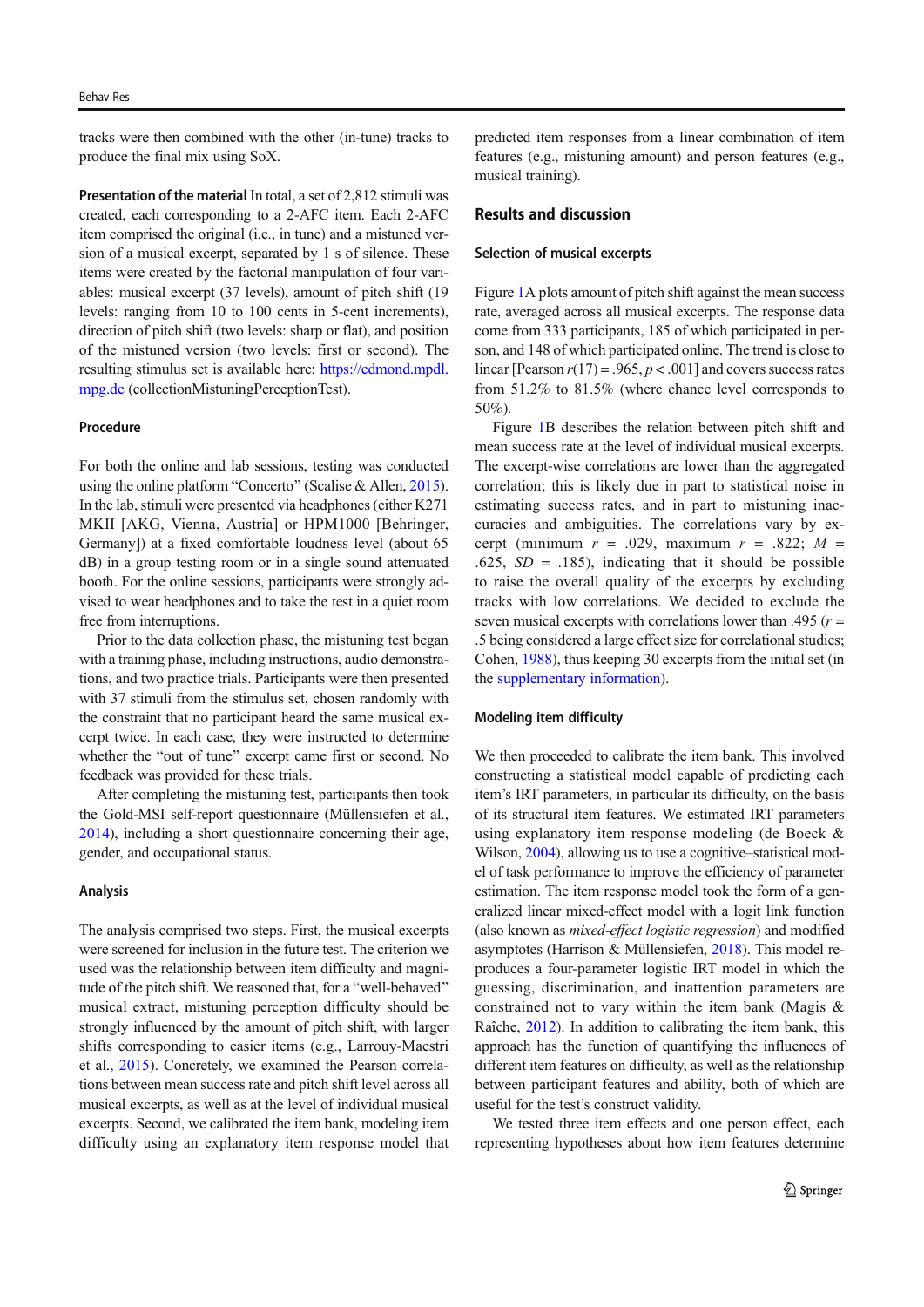tracks were then combined with the other (in-tune) tracks to produce the final mix using SoX.

**Presentation of the material** In total, a set of 2,812 stimuli was created, each corresponding to a 2-AFC item. Each 2-AFC item comprised the original (i.e., in tune) and a mistuned version of a musical excerpt, separated by 1 s of silence. These items were created by the factorial manipulation of four variables: musical excerpt (37 levels), amount of pitch shift (19 levels: ranging from 10 to 100 cents in 5-cent increments), direction of pitch shift (two levels: sharp or flat), and position of the mistuned version (two levels: first or second). The resulting stimulus set is available here: https://edmond.mpdl.mpg.de (collectionMistuningPerceptionTest).

### Procedure

For both the online and lab sessions, testing was conducted using the online platform "Concerto" (Scalise & Allen, 2015). In the lab, stimuli were presented via headphones (either K271 MKII [AKG, Vienna, Austria] or HPM1000 [Behringer, Germany]) at a fixed comfortable loudness level (about 65 dB) in a group testing room or in a single sound attenuated booth. For the online sessions, participants were strongly advised to wear headphones and to take the test in a quiet room free from interruptions.

Prior to the data collection phase, the mistuning test began with a training phase, including instructions, audio demonstrations, and two practice trials. Participants were then presented with 37 stimuli from the stimulus set, chosen randomly with the constraint that no participant heard the same musical excerpt twice. In each case, they were instructed to determine whether the "out of tune" excerpt came first or second. No feedback was provided for these trials.

After completing the mistuning test, participants then took the Gold-MSI self-report questionnaire (Müllensiefen et al., 2014), including a short questionnaire concerning their age, gender, and occupational status.

### Analysis

The analysis comprised two steps. First, the musical excerpts were screened for inclusion in the future test. The criterion we used was the relationship between item difficulty and magnitude of the pitch shift. We reasoned that, for a "well-behaved" musical extract, mistuning perception difficulty should be strongly influenced by the amount of pitch shift, with larger shifts corresponding to easier items (e.g., Larrouy-Maestri et al., 2015). Concretely, we examined the Pearson correlations between mean success rate and pitch shift level across all musical excerpts, as well as at the level of individual musical excerpts. Second, we calibrated the item bank, modeling item difficulty using an explanatory item response model that predicted item responses from a linear combination of item features (e.g., mistuning amount) and person features (e.g., musical training).

## Results and discussion

### Selection of musical excerpts

Figure 1A plots amount of pitch shift against the mean success rate, averaged across all musical excerpts. The response data come from 333 participants, 185 of which participated in person, and 148 of which participated online. The trend is close to linear [Pearson $r(17) = .965$, $p < .001$] and covers success rates from 51.2% to 81.5% (where chance level corresponds to 50%).

Figure 1B describes the relation between pitch shift and mean success rate at the level of individual musical excerpts. The excerpt-wise correlations are lower than the aggregated correlation; this is likely due in part to statistical noise in estimating success rates, and in part to mistuning inaccuracies and ambiguities. The correlations vary by excerpt (minimum $r$ = .029, maximum $r$ = .822; $M$ = .625, $SD$ = .185), indicating that it should be possible to raise the overall quality of the excerpts by excluding tracks with low correlations. We decided to exclude the seven musical excerpts with correlations lower than .495 ($r$ = .5 being considered a large effect size for correlational studies; Cohen, 1988), thus keeping 30 excerpts from the initial set (in the supplementary information).

### Modeling item difficulty

We then proceeded to calibrate the item bank. This involved constructing a statistical model capable of predicting each item's IRT parameters, in particular its difficulty, on the basis of its structural item features. We estimated IRT parameters using explanatory item response modeling (de Boeck & Wilson, 2004), allowing us to use a cognitive–statistical model of task performance to improve the efficiency of parameter estimation. The item response model took the form of a generalized linear mixed-effect model with a logit link function (also known as *mixed-effect logistic regression*) and modified asymptotes (Harrison & Müllensiefen, 2018). This model reproduces a four-parameter logistic IRT model in which the guessing, discrimination, and inattention parameters are constrained not to vary within the item bank (Magis & Raîche, 2012). In addition to calibrating the item bank, this approach has the function of quantifying the influences of different item features on difficulty, as well as the relationship between participant features and ability, both of which are useful for the test's construct validity.

We tested three item effects and one person effect, each representing hypotheses about how item features determine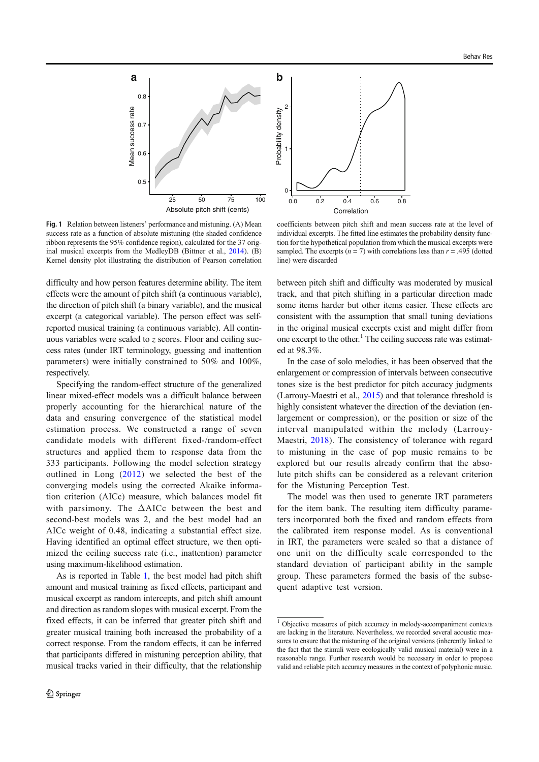a

0.8
0.7
0.6
0.5

Mean success rate

25 50 75 100

Absolute pitch shift (cents)

b

2
1
0

Probability density

0.0 0.2 0.4 0.6 0.8

Correlation

**Fig. 1** Relation between listeners' performance and mistuning. (A) Mean success rate as a function of absolute mistuning (the shaded confidence ribbon represents the 95% confidence region), calculated for the 37 original musical excerpts from the MedleyDB (Bittner et al., 2014). (B) Kernel density plot illustrating the distribution of Pearson correlation coefficients between pitch shift and mean success rate at the level of individual excerpts. The fitted line estimates the probability density function for the hypothetical population from which the musical excerpts were sampled. The excerpts ($n = 7$) with correlations less than $r = .495$ (dotted line) were discarded

difficulty and how person features determine ability. The item effects were the amount of pitch shift (a continuous variable), the direction of pitch shift (a binary variable), and the musical excerpt (a categorical variable). The person effect was self-reported musical training (a continuous variable). All continuous variables were scaled to $z$ scores. Floor and ceiling success rates (under IRT terminology, guessing and inattention parameters) were initially constrained to 50% and 100%, respectively.

Specifying the random-effect structure of the generalized linear mixed-effect models was a difficult balance between properly accounting for the hierarchical nature of the data and ensuring convergence of the statistical model estimation process. We constructed a range of seven candidate models with different fixed-/random-effect structures and applied them to response data from the 333 participants. Following the model selection strategy outlined in Long (2012) we selected the best of the converging models using the corrected Akaike information criterion (AICc) measure, which balances model fit with parsimony. The ΔAICc between the best and second-best models was 2, and the best model had an AICc weight of 0.48, indicating a substantial effect size. Having identified an optimal effect structure, we then optimized the ceiling success rate (i.e., inattention) parameter using maximum-likelihood estimation.

As is reported in Table 1, the best model had pitch shift amount and musical training as fixed effects, participant and musical excerpt as random intercepts, and pitch shift amount and direction as random slopes with musical excerpt. From the fixed effects, it can be inferred that greater pitch shift and greater musical training both increased the probability of a correct response. From the random effects, it can be inferred that participants differed in mistuning perception ability, that musical tracks varied in their difficulty, that the relationship between pitch shift and difficulty was moderated by musical track, and that pitch shifting in a particular direction made some items harder but other items easier. These effects are consistent with the assumption that small tuning deviations in the original musical excerpts exist and might differ from one excerpt to the other.[1] The ceiling success rate was estimated at 98.3%.

In the case of solo melodies, it has been observed that the enlargement or compression of intervals between consecutive tones size is the best predictor for pitch accuracy judgments (Larrouy-Maestri et al., 2015) and that tolerance threshold is highly consistent whatever the direction of the deviation (enlargement or compression), or the position or size of the interval manipulated within the melody (Larrouy-Maestri, 2018). The consistency of tolerance with regard to mistuning in the case of pop music remains to be explored but our results already confirm that the absolute pitch shifts can be considered as a relevant criterion for the Mistuning Perception Test.

The model was then used to generate IRT parameters for the item bank. The resulting item difficulty parameters incorporated both the fixed and random effects from the calibrated item response model. As is conventional in IRT, the parameters were scaled so that a distance of one unit on the difficulty scale corresponded to the standard deviation of participant ability in the sample group. These parameters formed the basis of the subsequent adaptive test version.

[1] Objective measures of pitch accuracy in melody-accompaniment contexts are lacking in the literature. Nevertheless, we recorded several acoustic measures to ensure that the mistuning of the original versions (inherently linked to the fact that the stimuli were ecologically valid musical material) were in a reasonable range. Further research would be necessary in order to propose valid and reliable pitch accuracy measures in the context of polyphonic music.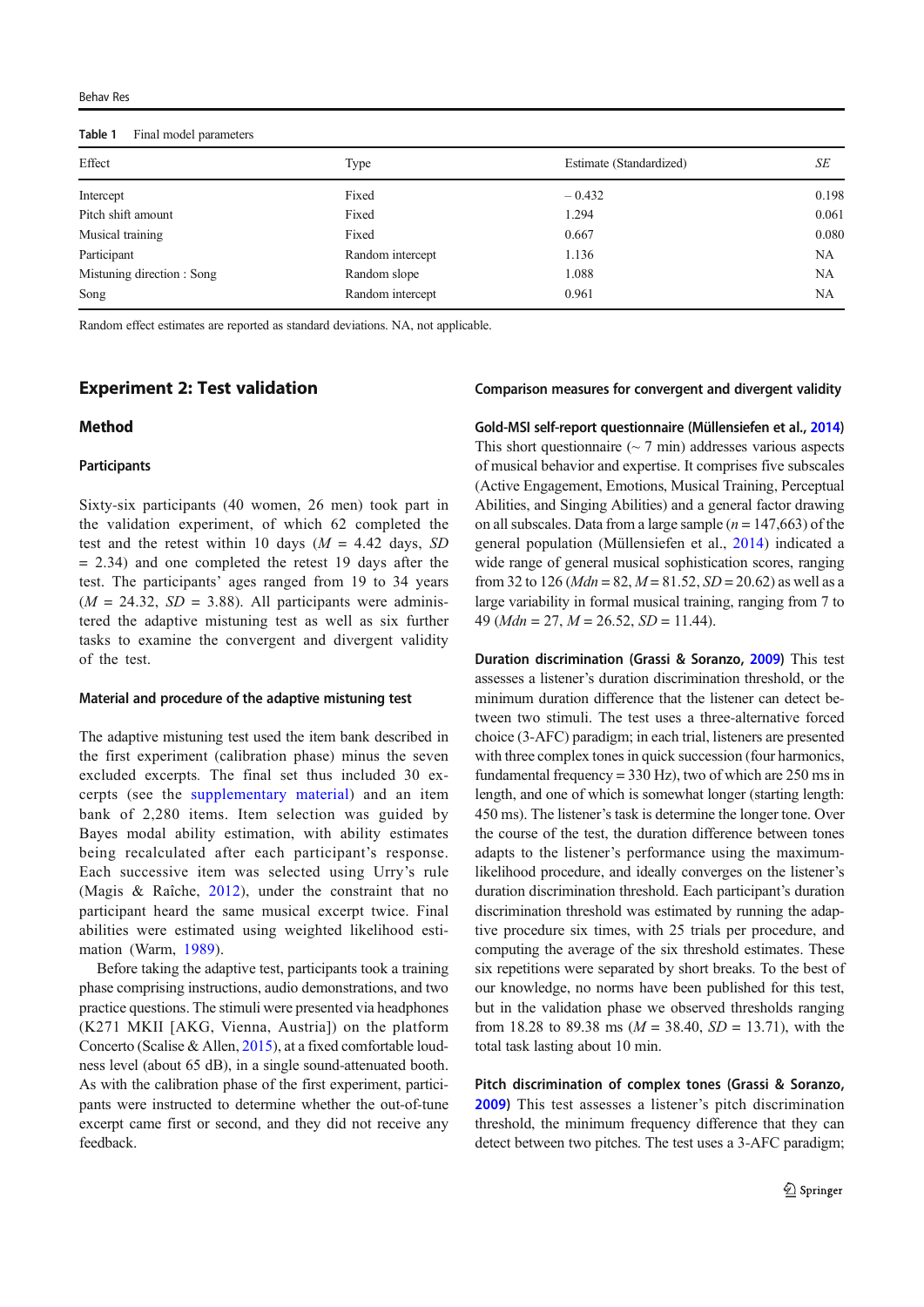**Table 1** Final model parameters

| Effect | Type | Estimate (Standardized) | *SE* |
|---|---|---|---|
| Intercept | Fixed | – 0.432 | 0.198 |
| Pitch shift amount | Fixed | 1.294 | 0.061 |
| Musical training | Fixed | 0.667 | 0.080 |
| Participant | Random intercept | 1.136 | NA |
| Mistuning direction : Song | Random slope | 1.088 | NA |
| Song | Random intercept | 0.961 | NA |

Random effect estimates are reported as standard deviations. NA, not applicable.

## Experiment 2: Test validation

### Method

#### Participants

Sixty-six participants (40 women, 26 men) took part in the validation experiment, of which 62 completed the test and the retest within 10 days ($M$ = 4.42 days, $SD$ = 2.34) and one completed the retest 19 days after the test. The participants' ages ranged from 19 to 34 years ($M$ = 24.32, $SD$ = 3.88). All participants were administered the adaptive mistuning test as well as six further tasks to examine the convergent and divergent validity of the test.

#### Material and procedure of the adaptive mistuning test

The adaptive mistuning test used the item bank described in the first experiment (calibration phase) minus the seven excluded excerpts. The final set thus included 30 excerpts (see the supplementary material) and an item bank of 2,280 items. Item selection was guided by Bayes modal ability estimation, with ability estimates being recalculated after each participant's response. Each successive item was selected using Urry's rule (Magis & Raîche, 2012), under the constraint that no participant heard the same musical excerpt twice. Final abilities were estimated using weighted likelihood estimation (Warm, 1989).

Before taking the adaptive test, participants took a training phase comprising instructions, audio demonstrations, and two practice questions. The stimuli were presented via headphones (K271 MKII [AKG, Vienna, Austria]) on the platform Concerto (Scalise & Allen, 2015), at a fixed comfortable loudness level (about 65 dB), in a single sound-attenuated booth. As with the calibration phase of the first experiment, participants were instructed to determine whether the out-of-tune excerpt came first or second, and they did not receive any feedback.

#### Comparison measures for convergent and divergent validity

**Gold-MSI self-report questionnaire (Müllensiefen et al., 2014)** This short questionnaire (~ 7 min) addresses various aspects of musical behavior and expertise. It comprises five subscales (Active Engagement, Emotions, Musical Training, Perceptual Abilities, and Singing Abilities) and a general factor drawing on all subscales. Data from a large sample ($n$ = 147,663) of the general population (Müllensiefen et al., 2014) indicated a wide range of general musical sophistication scores, ranging from 32 to 126 ($Mdn$ = 82, $M$ = 81.52, $SD$ = 20.62) as well as a large variability in formal musical training, ranging from 7 to 49 ($Mdn$ = 27, $M$ = 26.52, $SD$ = 11.44).

**Duration discrimination (Grassi & Soranzo, 2009)** This test assesses a listener's duration discrimination threshold, or the minimum duration difference that the listener can detect between two stimuli. The test uses a three-alternative forced choice (3-AFC) paradigm; in each trial, listeners are presented with three complex tones in quick succession (four harmonics, fundamental frequency = 330 Hz), two of which are 250 ms in length, and one of which is somewhat longer (starting length: 450 ms). The listener's task is determine the longer tone. Over the course of the test, the duration difference between tones adapts to the listener's performance using the maximum-likelihood procedure, and ideally converges on the listener's duration discrimination threshold. Each participant's duration discrimination threshold was estimated by running the adaptive procedure six times, with 25 trials per procedure, and computing the average of the six threshold estimates. These six repetitions were separated by short breaks. To the best of our knowledge, no norms have been published for this test, but in the validation phase we observed thresholds ranging from 18.28 to 89.38 ms ($M$ = 38.40, $SD$ = 13.71), with the total task lasting about 10 min.

**Pitch discrimination of complex tones (Grassi & Soranzo, 2009)** This test assesses a listener's pitch discrimination threshold, the minimum frequency difference that they can detect between two pitches. The test uses a 3-AFC paradigm;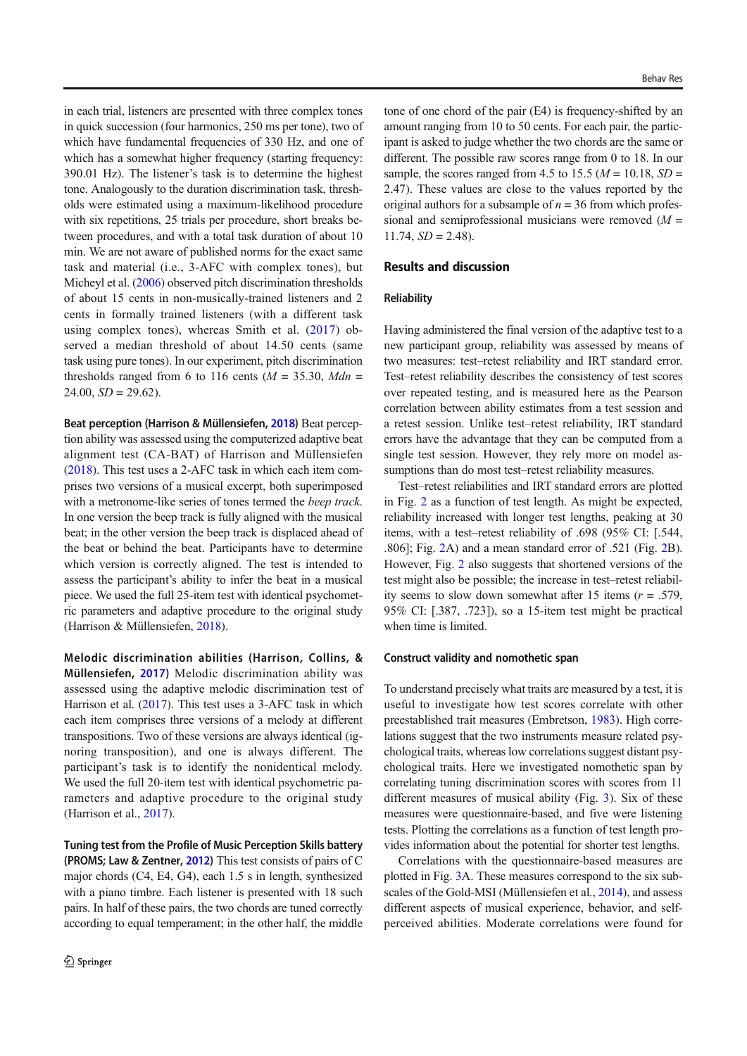in each trial, listeners are presented with three complex tones in quick succession (four harmonics, 250 ms per tone), two of which have fundamental frequencies of 330 Hz, and one of which has a somewhat higher frequency (starting frequency: 390.01 Hz). The listener's task is to determine the highest tone. Analogously to the duration discrimination task, thresholds were estimated using a maximum-likelihood procedure with six repetitions, 25 trials per procedure, short breaks between procedures, and with a total task duration of about 10 min. We are not aware of published norms for the exact same task and material (i.e., 3-AFC with complex tones), but Micheyl et al. (2006) observed pitch discrimination thresholds of about 15 cents in non-musically-trained listeners and 2 cents in formally trained listeners (with a different task using complex tones), whereas Smith et al. (2017) observed a median threshold of about 14.50 cents (same task using pure tones). In our experiment, pitch discrimination thresholds ranged from 6 to 116 cents ($M$ = 35.30, $Mdn$ = 24.00, $SD$ = 29.62).

**Beat perception (Harrison & Müllensiefen, 2018)** Beat perception ability was assessed using the computerized adaptive beat alignment test (CA-BAT) of Harrison and Müllensiefen (2018). This test uses a 2-AFC task in which each item comprises two versions of a musical excerpt, both superimposed with a metronome-like series of tones termed the *beep track*. In one version the beep track is fully aligned with the musical beat; in the other version the beep track is displaced ahead of the beat or behind the beat. Participants have to determine which version is correctly aligned. The test is intended to assess the participant's ability to infer the beat in a musical piece. We used the full 25-item test with identical psychometric parameters and adaptive procedure to the original study (Harrison & Müllensiefen, 2018).

**Melodic discrimination abilities (Harrison, Collins, & Müllensiefen, 2017)** Melodic discrimination ability was assessed using the adaptive melodic discrimination test of Harrison et al. (2017). This test uses a 3-AFC task in which each item comprises three versions of a melody at different transpositions. Two of these versions are always identical (ignoring transposition), and one is always different. The participant's task is to identify the nonidentical melody. We used the full 20-item test with identical psychometric parameters and adaptive procedure to the original study (Harrison et al., 2017).

**Tuning test from the Profile of Music Perception Skills battery (PROMS; Law & Zentner, 2012)** This test consists of pairs of C major chords (C4, E4, G4), each 1.5 s in length, synthesized with a piano timbre. Each listener is presented with 18 such pairs. In half of these pairs, the two chords are tuned correctly according to equal temperament; in the other half, the middle tone of one chord of the pair (E4) is frequency-shifted by an amount ranging from 10 to 50 cents. For each pair, the participant is asked to judge whether the two chords are the same or different. The possible raw scores range from 0 to 18. In our sample, the scores ranged from 4.5 to 15.5 ($M$ = 10.18, $SD$ = 2.47). These values are close to the values reported by the original authors for a subsample of $n$ = 36 from which professional and semiprofessional musicians were removed ($M$ = 11.74, $SD$ = 2.48).

## Results and discussion

### Reliability

Having administered the final version of the adaptive test to a new participant group, reliability was assessed by means of two measures: test–retest reliability and IRT standard error. Test–retest reliability describes the consistency of test scores over repeated testing, and is measured here as the Pearson correlation between ability estimates from a test session and a retest session. Unlike test–retest reliability, IRT standard errors have the advantage that they can be computed from a single test session. However, they rely more on model assumptions than do most test–retest reliability measures.

Test–retest reliabilities and IRT standard errors are plotted in Fig. 2 as a function of test length. As might be expected, reliability increased with longer test lengths, peaking at 30 items, with a test–retest reliability of .698 (95% CI: [.544, .806]; Fig. 2A) and a mean standard error of .521 (Fig. 2B). However, Fig. 2 also suggests that shortened versions of the test might also be possible; the increase in test–retest reliability seems to slow down somewhat after 15 items ($r$ = .579, 95% CI: [.387, .723]), so a 15-item test might be practical when time is limited.

### Construct validity and nomothetic span

To understand precisely what traits are measured by a test, it is useful to investigate how test scores correlate with other preestablished trait measures (Embretson, 1983). High correlations suggest that the two instruments measure related psychological traits, whereas low correlations suggest distant psychological traits. Here we investigated nomothetic span by correlating tuning discrimination scores with scores from 11 different measures of musical ability (Fig. 3). Six of these measures were questionnaire-based, and five were listening tests. Plotting the correlations as a function of test length provides information about the potential for shorter test lengths.

Correlations with the questionnaire-based measures are plotted in Fig. 3A. These measures correspond to the six subscales of the Gold-MSI (Müllensiefen et al., 2014), and assess different aspects of musical experience, behavior, and self-perceived abilities. Moderate correlations were found for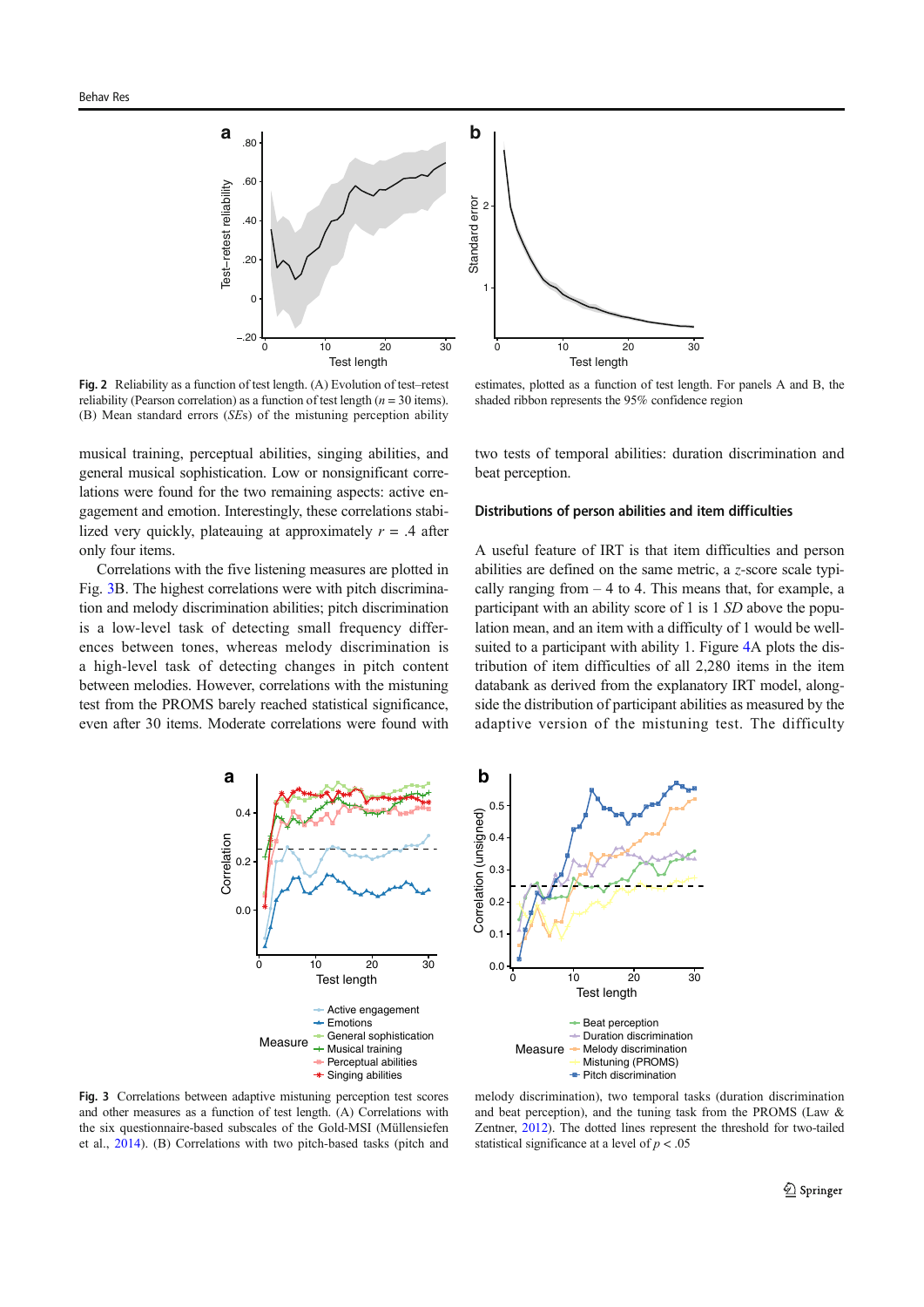**Fig. 2** Reliability as a function of test length. (A) Evolution of test–retest reliability (Pearson correlation) as a function of test length ($n$ = 30 items). (B) Mean standard errors (*SE*s) of the mistuning perception ability estimates, plotted as a function of test length. For panels A and B, the shaded ribbon represents the 95% confidence region

musical training, perceptual abilities, singing abilities, and general musical sophistication. Low or nonsignificant correlations were found for the two remaining aspects: active engagement and emotion. Interestingly, these correlations stabilized very quickly, plateauing at approximately $r$ = .4 after only four items.

Correlations with the five listening measures are plotted in Fig. 3B. The highest correlations were with pitch discrimination and melody discrimination abilities; pitch discrimination is a low-level task of detecting small frequency differences between tones, whereas melody discrimination is a high-level task of detecting changes in pitch content between melodies. However, correlations with the mistuning test from the PROMS barely reached statistical significance, even after 30 items. Moderate correlations were found with two tests of temporal abilities: duration discrimination and beat perception.

### Distributions of person abilities and item difficulties

A useful feature of IRT is that item difficulties and person abilities are defined on the same metric, a $z$-score scale typically ranging from – 4 to 4. This means that, for example, a participant with an ability score of 1 is 1 *SD* above the population mean, and an item with a difficulty of 1 would be well-suited to a participant with ability 1. Figure 4A plots the distribution of item difficulties of all 2,280 items in the item databank as derived from the explanatory IRT model, alongside the distribution of participant abilities as measured by the adaptive version of the mistuning test. The difficulty

**Fig. 3** Correlations between adaptive mistuning perception test scores and other measures as a function of test length. (A) Correlations with the six questionnaire-based subscales of the Gold-MSI (Müllensiefen et al., 2014). (B) Correlations with two pitch-based tasks (pitch and melody discrimination), two temporal tasks (duration discrimination and beat perception), and the tuning task from the PROMS (Law & Zentner, 2012). The dotted lines represent the threshold for two-tailed statistical significance at a level of $p < .05$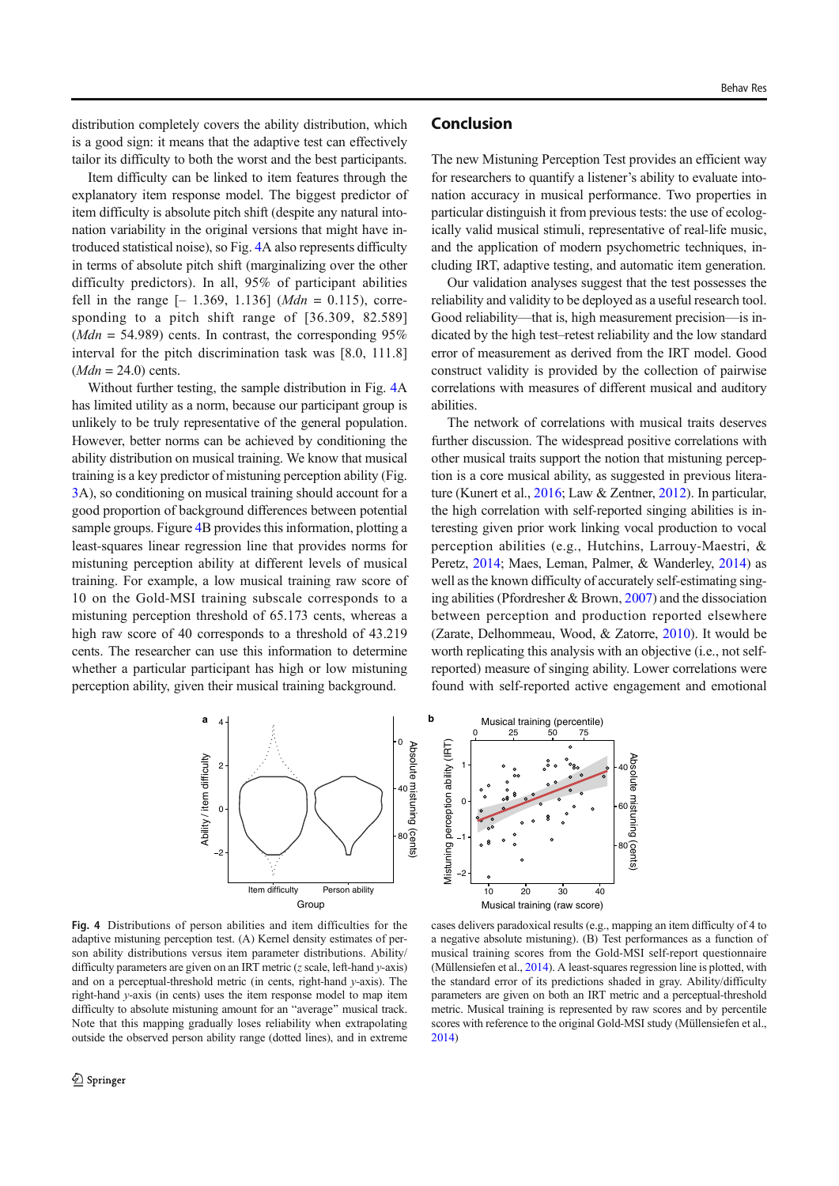distribution completely covers the ability distribution, which is a good sign: it means that the adaptive test can effectively tailor its difficulty to both the worst and the best participants.

Item difficulty can be linked to item features through the explanatory item response model. The biggest predictor of item difficulty is absolute pitch shift (despite any natural intonation variability in the original versions that might have introduced statistical noise), so Fig. 4A also represents difficulty in terms of absolute pitch shift (marginalizing over the other difficulty predictors). In all, 95% of participant abilities fell in the range [– 1.369, 1.136] (*Mdn* = 0.115), corresponding to a pitch shift range of [36.309, 82.589] (*Mdn* = 54.989) cents. In contrast, the corresponding 95% interval for the pitch discrimination task was [8.0, 111.8] (*Mdn* = 24.0) cents.

Without further testing, the sample distribution in Fig. 4A has limited utility as a norm, because our participant group is unlikely to be truly representative of the general population. However, better norms can be achieved by conditioning the ability distribution on musical training. We know that musical training is a key predictor of mistuning perception ability (Fig. 3A), so conditioning on musical training should account for a good proportion of background differences between potential sample groups. Figure 4B provides this information, plotting a least-squares linear regression line that provides norms for mistuning perception ability at different levels of musical training. For example, a low musical training raw score of 10 on the Gold-MSI training subscale corresponds to a mistuning perception threshold of 65.173 cents, whereas a high raw score of 40 corresponds to a threshold of 43.219 cents. The researcher can use this information to determine whether a particular participant has high or low mistuning perception ability, given their musical training background.

## Conclusion

The new Mistuning Perception Test provides an efficient way for researchers to quantify a listener's ability to evaluate intonation accuracy in musical performance. Two properties in particular distinguish it from previous tests: the use of ecologically valid musical stimuli, representative of real-life music, and the application of modern psychometric techniques, including IRT, adaptive testing, and automatic item generation.

Our validation analyses suggest that the test possesses the reliability and validity to be deployed as a useful research tool. Good reliability—that is, high measurement precision—is indicated by the high test–retest reliability and the low standard error of measurement as derived from the IRT model. Good construct validity is provided by the collection of pairwise correlations with measures of different musical and auditory abilities.

The network of correlations with musical traits deserves further discussion. The widespread positive correlations with other musical traits support the notion that mistuning perception is a core musical ability, as suggested in previous literature (Kunert et al., 2016; Law & Zentner, 2012). In particular, the high correlation with self-reported singing abilities is interesting given prior work linking vocal production to vocal perception abilities (e.g., Hutchins, Larrouy-Maestri, & Peretz, 2014; Maes, Leman, Palmer, & Wanderley, 2014) as well as the known difficulty of accurately self-estimating singing abilities (Pfordresher & Brown, 2007) and the dissociation between perception and production reported elsewhere (Zarate, Delhommeau, Wood, & Zatorre, 2010). It would be worth replicating this analysis with an objective (i.e., not self-reported) measure of singing ability. Lower correlations were found with self-reported active engagement and emotional

**Fig. 4** Distributions of person abilities and item difficulties for the adaptive mistuning perception test. (A) Kernel density estimates of person ability distributions versus item parameter distributions. Ability/difficulty parameters are given on an IRT metric (*z* scale, left-hand *y*-axis) and on a perceptual-threshold metric (in cents, right-hand *y*-axis). The right-hand *y*-axis (in cents) uses the item response model to map item difficulty to absolute mistuning amount for an "average" musical track. Note that this mapping gradually loses reliability when extrapolating outside the observed person ability range (dotted lines), and in extreme cases delivers paradoxical results (e.g., mapping an item difficulty of 4 to a negative absolute mistuning). (B) Test performances as a function of musical training scores from the Gold-MSI self-report questionnaire (Müllensiefen et al., 2014). A least-squares regression line is plotted, with the standard error of its predictions shaded in gray. Ability/difficulty parameters are given on both an IRT metric and a perceptual-threshold metric. Musical training is represented by raw scores and by percentile scores with reference to the original Gold-MSI study (Müllensiefen et al., 2014)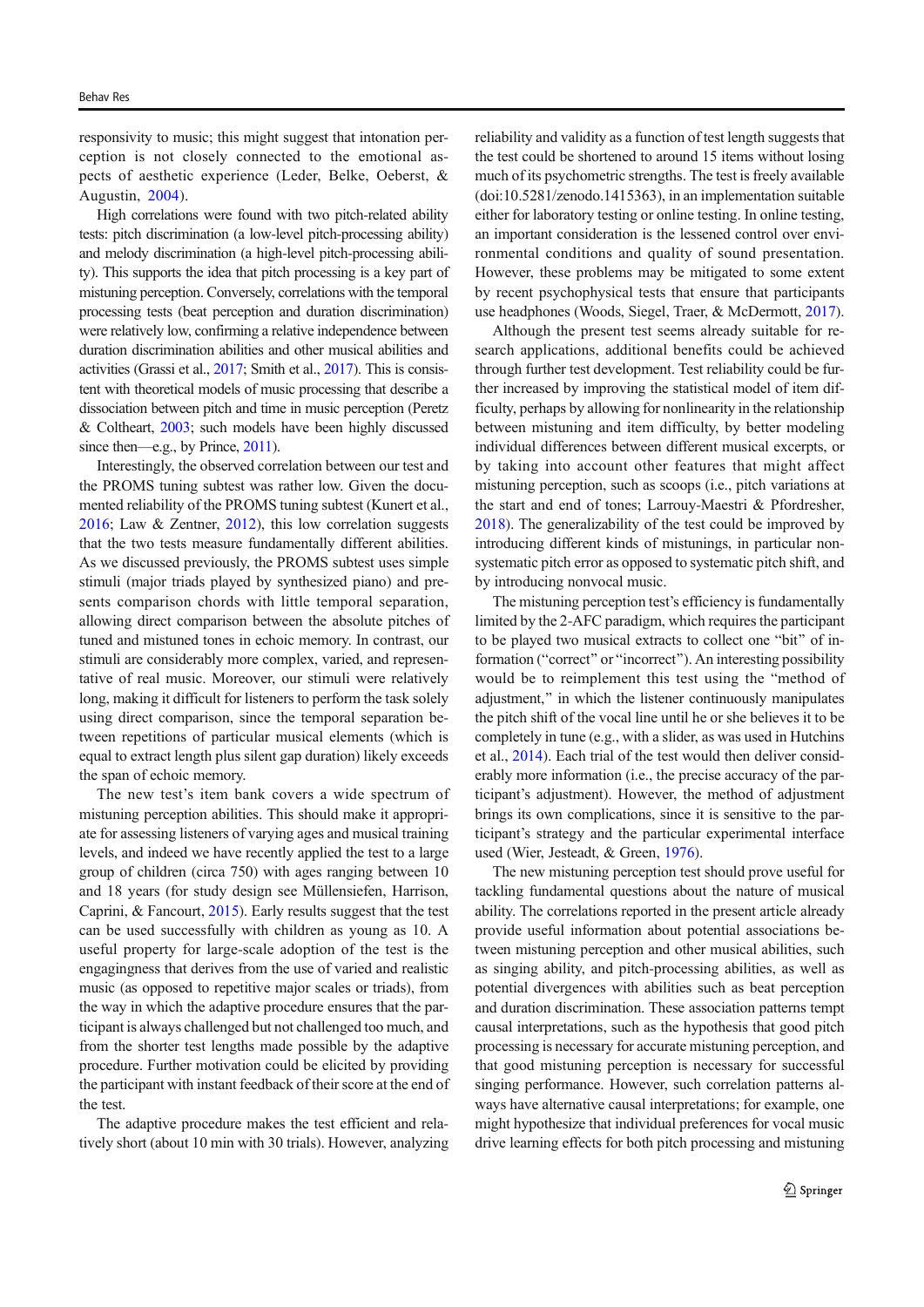responsivity to music; this might suggest that intonation perception is not closely connected to the emotional aspects of aesthetic experience (Leder, Belke, Oeberst, & Augustin, 2004).

High correlations were found with two pitch-related ability tests: pitch discrimination (a low-level pitch-processing ability) and melody discrimination (a high-level pitch-processing ability). This supports the idea that pitch processing is a key part of mistuning perception. Conversely, correlations with the temporal processing tests (beat perception and duration discrimination) were relatively low, confirming a relative independence between duration discrimination abilities and other musical abilities and activities (Grassi et al., 2017; Smith et al., 2017). This is consistent with theoretical models of music processing that describe a dissociation between pitch and time in music perception (Peretz & Coltheart, 2003; such models have been highly discussed since then—e.g., by Prince, 2011).

Interestingly, the observed correlation between our test and the PROMS tuning subtest was rather low. Given the documented reliability of the PROMS tuning subtest (Kunert et al., 2016; Law & Zentner, 2012), this low correlation suggests that the two tests measure fundamentally different abilities. As we discussed previously, the PROMS subtest uses simple stimuli (major triads played by synthesized piano) and presents comparison chords with little temporal separation, allowing direct comparison between the absolute pitches of tuned and mistuned tones in echoic memory. In contrast, our stimuli are considerably more complex, varied, and representative of real music. Moreover, our stimuli were relatively long, making it difficult for listeners to perform the task solely using direct comparison, since the temporal separation between repetitions of particular musical elements (which is equal to extract length plus silent gap duration) likely exceeds the span of echoic memory.

The new test's item bank covers a wide spectrum of mistuning perception abilities. This should make it appropriate for assessing listeners of varying ages and musical training levels, and indeed we have recently applied the test to a large group of children (circa 750) with ages ranging between 10 and 18 years (for study design see Müllensiefen, Harrison, Caprini, & Fancourt, 2015). Early results suggest that the test can be used successfully with children as young as 10. A useful property for large-scale adoption of the test is the engagingness that derives from the use of varied and realistic music (as opposed to repetitive major scales or triads), from the way in which the adaptive procedure ensures that the participant is always challenged but not challenged too much, and from the shorter test lengths made possible by the adaptive procedure. Further motivation could be elicited by providing the participant with instant feedback of their score at the end of the test.

The adaptive procedure makes the test efficient and relatively short (about 10 min with 30 trials). However, analyzing reliability and validity as a function of test length suggests that the test could be shortened to around 15 items without losing much of its psychometric strengths. The test is freely available (doi:10.5281/zenodo.1415363), in an implementation suitable either for laboratory testing or online testing. In online testing, an important consideration is the lessened control over environmental conditions and quality of sound presentation. However, these problems may be mitigated to some extent by recent psychophysical tests that ensure that participants use headphones (Woods, Siegel, Traer, & McDermott, 2017).

Although the present test seems already suitable for research applications, additional benefits could be achieved through further test development. Test reliability could be further increased by improving the statistical model of item difficulty, perhaps by allowing for nonlinearity in the relationship between mistuning and item difficulty, by better modeling individual differences between different musical excerpts, or by taking into account other features that might affect mistuning perception, such as scoops (i.e., pitch variations at the start and end of tones; Larrouy-Maestri & Pfordresher, 2018). The generalizability of the test could be improved by introducing different kinds of mistunings, in particular nonsystematic pitch error as opposed to systematic pitch shift, and by introducing nonvocal music.

The mistuning perception test's efficiency is fundamentally limited by the 2-AFC paradigm, which requires the participant to be played two musical extracts to collect one "bit" of information ("correct" or "incorrect"). An interesting possibility would be to reimplement this test using the "method of adjustment," in which the listener continuously manipulates the pitch shift of the vocal line until he or she believes it to be completely in tune (e.g., with a slider, as was used in Hutchins et al., 2014). Each trial of the test would then deliver considerably more information (i.e., the precise accuracy of the participant's adjustment). However, the method of adjustment brings its own complications, since it is sensitive to the participant's strategy and the particular experimental interface used (Wier, Jesteadt, & Green, 1976).

The new mistuning perception test should prove useful for tackling fundamental questions about the nature of musical ability. The correlations reported in the present article already provide useful information about potential associations between mistuning perception and other musical abilities, such as singing ability, and pitch-processing abilities, as well as potential divergences with abilities such as beat perception and duration discrimination. These association patterns tempt causal interpretations, such as the hypothesis that good pitch processing is necessary for accurate mistuning perception, and that good mistuning perception is necessary for successful singing performance. However, such correlation patterns always have alternative causal interpretations; for example, one might hypothesize that individual preferences for vocal music drive learning effects for both pitch processing and mistuning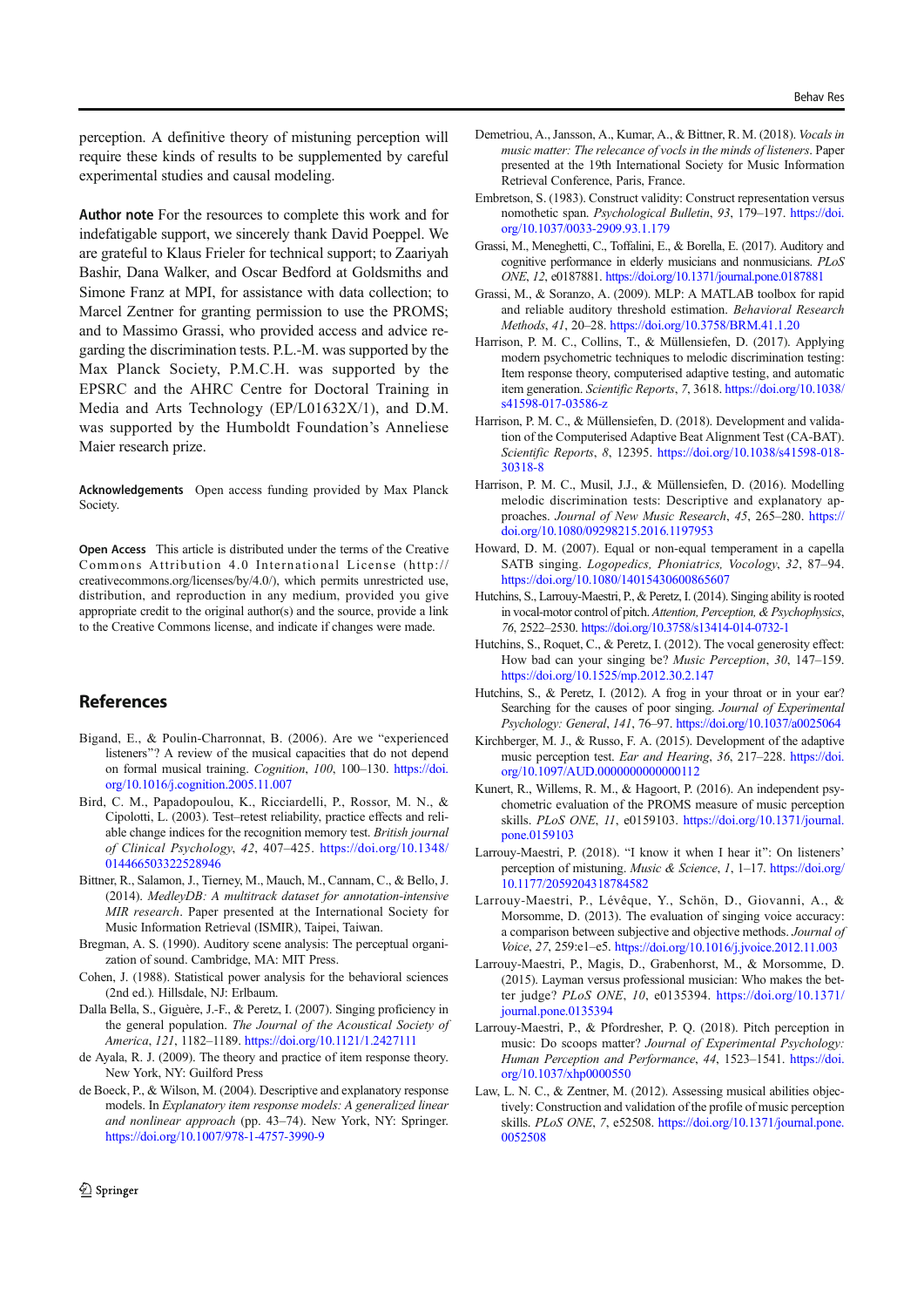perception. A definitive theory of mistuning perception will require these kinds of results to be supplemented by careful experimental studies and causal modeling.

**Author note** For the resources to complete this work and for indefatigable support, we sincerely thank David Poeppel. We are grateful to Klaus Frieler for technical support; to Zaariyah Bashir, Dana Walker, and Oscar Bedford at Goldsmiths and Simone Franz at MPI, for assistance with data collection; to Marcel Zentner for granting permission to use the PROMS; and to Massimo Grassi, who provided access and advice regarding the discrimination tests. P.L.-M. was supported by the Max Planck Society, P.M.C.H. was supported by the EPSRC and the AHRC Centre for Doctoral Training in Media and Arts Technology (EP/L01632X/1), and D.M. was supported by the Humboldt Foundation's Anneliese Maier research prize.

**Acknowledgements** Open access funding provided by Max Planck Society.

**Open Access** This article is distributed under the terms of the Creative Commons Attribution 4.0 International License (http://creativecommons.org/licenses/by/4.0/), which permits unrestricted use, distribution, and reproduction in any medium, provided you give appropriate credit to the original author(s) and the source, provide a link to the Creative Commons license, and indicate if changes were made.

## References

Bigand, E., & Poulin-Charronnat, B. (2006). Are we "experienced listeners"? A review of the musical capacities that do not depend on formal musical training. *Cognition*, *100*, 100–130. https://doi.org/10.1016/j.cognition.2005.11.007

Bird, C. M., Papadopoulou, K., Ricciardelli, P., Rossor, M. N., & Cipolotti, L. (2003). Test–retest reliability, practice effects and reliable change indices for the recognition memory test. *British journal of Clinical Psychology*, *42*, 407–425. https://doi.org/10.1348/014466503322528946

Bittner, R., Salamon, J., Tierney, M., Mauch, M., Cannam, C., & Bello, J. (2014). *MedleyDB: A multitrack dataset for annotation-intensive MIR research*. Paper presented at the International Society for Music Information Retrieval (ISMIR), Taipei, Taiwan.

Bregman, A. S. (1990). Auditory scene analysis: The perceptual organization of sound. Cambridge, MA: MIT Press.

Cohen, J. (1988). Statistical power analysis for the behavioral sciences (2nd ed.). Hillsdale, NJ: Erlbaum.

Dalla Bella, S., Giguère, J.-F., & Peretz, I. (2007). Singing proficiency in the general population. *The Journal of the Acoustical Society of America*, *121*, 1182–1189. https://doi.org/10.1121/1.2427111

de Ayala, R. J. (2009). The theory and practice of item response theory. New York, NY: Guilford Press

de Boeck, P., & Wilson, M. (2004). Descriptive and explanatory response models. In *Explanatory item response models: A generalized linear and nonlinear approach* (pp. 43–74). New York, NY: Springer. https://doi.org/10.1007/978-1-4757-3990-9

Demetriou, A., Jansson, A., Kumar, A., & Bittner, R. M. (2018). *Vocals in music matter: The relecance of vocls in the minds of listeners*. Paper presented at the 19th International Society for Music Information Retrieval Conference, Paris, France.

Embretson, S. (1983). Construct validity: Construct representation versus nomothetic span. *Psychological Bulletin*, *93*, 179–197. https://doi.org/10.1037/0033-2909.93.1.179

Grassi, M., Meneghetti, C., Toffalini, E., & Borella, E. (2017). Auditory and cognitive performance in elderly musicians and nonmusicians. *PLoS ONE*, *12*, e0187881. https://doi.org/10.1371/journal.pone.0187881

Grassi, M., & Soranzo, A. (2009). MLP: A MATLAB toolbox for rapid and reliable auditory threshold estimation. *Behavioral Research Methods*, *41*, 20–28. https://doi.org/10.3758/BRM.41.1.20

Harrison, P. M. C., Collins, T., & Müllensiefen, D. (2017). Applying modern psychometric techniques to melodic discrimination testing: Item response theory, computerised adaptive testing, and automatic item generation. *Scientific Reports*, *7*, 3618. https://doi.org/10.1038/s41598-017-03586-z

Harrison, P. M. C., & Müllensiefen, D. (2018). Development and validation of the Computerised Adaptive Beat Alignment Test (CA-BAT). *Scientific Reports*, *8*, 12395. https://doi.org/10.1038/s41598-018-30318-8

Harrison, P. M. C., Musil, J.J., & Müllensiefen, D. (2016). Modelling melodic discrimination tests: Descriptive and explanatory approaches. *Journal of New Music Research*, *45*, 265–280. https://doi.org/10.1080/09298215.2016.1197953

Howard, D. M. (2007). Equal or non-equal temperament in a capella SATB singing. *Logopedics, Phoniatrics, Vocology*, *32*, 87–94. https://doi.org/10.1080/14015430600865607

Hutchins, S., Larrouy-Maestri, P., & Peretz, I. (2014). Singing ability is rooted in vocal-motor control of pitch. *Attention, Perception, & Psychophysics*, *76*, 2522–2530. https://doi.org/10.3758/s13414-014-0732-1

Hutchins, S., Roquet, C., & Peretz, I. (2012). The vocal generosity effect: How bad can your singing be? *Music Perception*, *30*, 147–159. https://doi.org/10.1525/mp.2012.30.2.147

Hutchins, S., & Peretz, I. (2012). A frog in your throat or in your ear? Searching for the causes of poor singing. *Journal of Experimental Psychology: General*, *141*, 76–97. https://doi.org/10.1037/a0025064

Kirchberger, M. J., & Russo, F. A. (2015). Development of the adaptive music perception test. *Ear and Hearing*, *36*, 217–228. https://doi.org/10.1097/AUD.0000000000000112

Kunert, R., Willems, R. M., & Hagoort, P. (2016). An independent psychometric evaluation of the PROMS measure of music perception skills. *PLoS ONE*, *11*, e0159103. https://doi.org/10.1371/journal.pone.0159103

Larrouy-Maestri, P. (2018). "I know it when I hear it": On listeners' perception of mistuning. *Music & Science*, *1*, 1–17. https://doi.org/10.1177/2059204318784582

Larrouy-Maestri, P., Lévêque, Y., Schön, D., Giovanni, A., & Morsomme, D. (2013). The evaluation of singing voice accuracy: a comparison between subjective and objective methods. *Journal of Voice*, *27*, 259:e1–e5. https://doi.org/10.1016/j.jvoice.2012.11.003

Larrouy-Maestri, P., Magis, D., Grabenhorst, M., & Morsomme, D. (2015). Layman versus professional musician: Who makes the better judge? *PLoS ONE*, *10*, e0135394. https://doi.org/10.1371/journal.pone.0135394

Larrouy-Maestri, P., & Pfordresher, P. Q. (2018). Pitch perception in music: Do scoops matter? *Journal of Experimental Psychology: Human Perception and Performance*, *44*, 1523–1541. https://doi.org/10.1037/xhp0000550

Law, L. N. C., & Zentner, M. (2012). Assessing musical abilities objectively: Construction and validation of the profile of music perception skills. *PLoS ONE*, *7*, e52508. https://doi.org/10.1371/journal.pone.0052508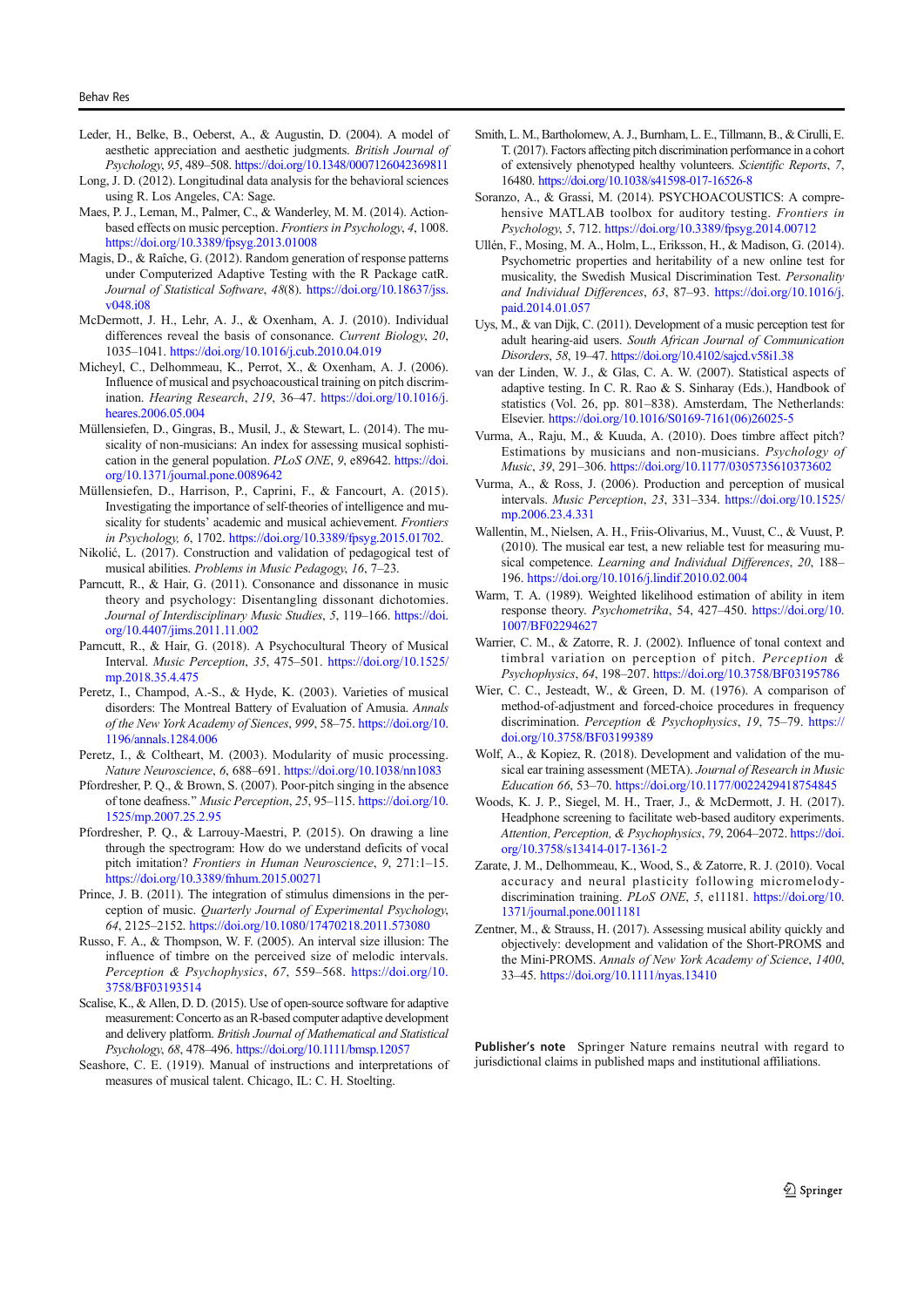Leder, H., Belke, B., Oeberst, A., & Augustin, D. (2004). A model of aesthetic appreciation and aesthetic judgments. *British Journal of Psychology*, *95*, 489–508. https://doi.org/10.1348/0007126042369811

Long, J. D. (2012). Longitudinal data analysis for the behavioral sciences using R. Los Angeles, CA: Sage.

Maes, P. J., Leman, M., Palmer, C., & Wanderley, M. M. (2014). Action-based effects on music perception. *Frontiers in Psychology*, *4*, 1008. https://doi.org/10.3389/fpsyg.2013.01008

Magis, D., & Raîche, G. (2012). Random generation of response patterns under Computerized Adaptive Testing with the R Package catR. *Journal of Statistical Software*, *48*(8). https://doi.org/10.18637/jss.v048.i08

McDermott, J. H., Lehr, A. J., & Oxenham, A. J. (2010). Individual differences reveal the basis of consonance. *Current Biology*, *20*, 1035–1041. https://doi.org/10.1016/j.cub.2010.04.019

Micheyl, C., Delhommeau, K., Perrot, X., & Oxenham, A. J. (2006). Influence of musical and psychoacoustical training on pitch discrimination. *Hearing Research*, *219*, 36–47. https://doi.org/10.1016/j.heares.2006.05.004

Müllensiefen, D., Gingras, B., Musil, J., & Stewart, L. (2014). The musicality of non-musicians: An index for assessing musical sophistication in the general population. *PLoS ONE*, *9*, e89642. https://doi.org/10.1371/journal.pone.0089642

Müllensiefen, D., Harrison, P., Caprini, F., & Fancourt, A. (2015). Investigating the importance of self-theories of intelligence and musicality for students' academic and musical achievement. *Frontiers in Psychology, 6*, 1702. https://doi.org/10.3389/fpsyg.2015.01702.

Nikolić, L. (2017). Construction and validation of pedagogical test of musical abilities. *Problems in Music Pedagogy*, *16*, 7–23.

Parncutt, R., & Hair, G. (2011). Consonance and dissonance in music theory and psychology: Disentangling dissonant dichotomies. *Journal of Interdisciplinary Music Studies*, *5*, 119–166. https://doi.org/10.4407/jims.2011.11.002

Parncutt, R., & Hair, G. (2018). A Psychocultural Theory of Musical Interval. *Music Perception*, *35*, 475–501. https://doi.org/10.1525/mp.2018.35.4.475

Peretz, I., Champod, A.-S., & Hyde, K. (2003). Varieties of musical disorders: The Montreal Battery of Evaluation of Amusia. *Annals of the New York Academy of Sciences*, *999*, 58–75. https://doi.org/10.1196/annals.1284.006

Peretz, I., & Coltheart, M. (2003). Modularity of music processing. *Nature Neuroscience*, *6*, 688–691. https://doi.org/10.1038/nn1083

Pfordresher, P. Q., & Brown, S. (2007). Poor-pitch singing in the absence of tone deafness." *Music Perception*, *25*, 95–115. https://doi.org/10.1525/mp.2007.25.2.95

Pfordresher, P. Q., & Larrouy-Maestri, P. (2015). On drawing a line through the spectrogram: How do we understand deficits of vocal pitch imitation? *Frontiers in Human Neuroscience*, *9*, 271:1–15. https://doi.org/10.3389/fnhum.2015.00271

Prince, J. B. (2011). The integration of stimulus dimensions in the perception of music. *Quarterly Journal of Experimental Psychology*, *64*, 2125–2152. https://doi.org/10.1080/17470218.2011.573080

Russo, F. A., & Thompson, W. F. (2005). An interval size illusion: The influence of timbre on the perceived size of melodic intervals. *Perception & Psychophysics*, *67*, 559–568. https://doi.org/10.3758/BF03193514

Scalise, K., & Allen, D. D. (2015). Use of open-source software for adaptive measurement: Concerto as an R-based computer adaptive development and delivery platform. *British Journal of Mathematical and Statistical Psychology*, *68*, 478–496. https://doi.org/10.1111/bmsp.12057

Seashore, C. E. (1919). Manual of instructions and interpretations of measures of musical talent. Chicago, IL: C. H. Stoelting.

Smith, L. M., Bartholomew, A. J., Burnham, L. E., Tillmann, B., & Cirulli, E. T. (2017). Factors affecting pitch discrimination performance in a cohort of extensively phenotyped healthy volunteers. *Scientific Reports*, *7*, 16480. https://doi.org/10.1038/s41598-017-16526-8

Soranzo, A., & Grassi, M. (2014). PSYCHOACOUSTICS: A comprehensive MATLAB toolbox for auditory testing. *Frontiers in Psychology*, *5*, 712. https://doi.org/10.3389/fpsyg.2014.00712

Ullén, F., Mosing, M. A., Holm, L., Eriksson, H., & Madison, G. (2014). Psychometric properties and heritability of a new online test for musicality, the Swedish Musical Discrimination Test. *Personality and Individual Differences*, *63*, 87–93. https://doi.org/10.1016/j.paid.2014.01.057

Uys, M., & van Dijk, C. (2011). Development of a music perception test for adult hearing-aid users. *South African Journal of Communication Disorders*, *58*, 19–47. https://doi.org/10.4102/sajcd.v58i1.38

van der Linden, W. J., & Glas, C. A. W. (2007). Statistical aspects of adaptive testing. In C. R. Rao & S. Sinharay (Eds.), Handbook of statistics (Vol. 26, pp. 801–838). Amsterdam, The Netherlands: Elsevier. https://doi.org/10.1016/S0169-7161(06)26025-5

Vurma, A., Raju, M., & Kuuda, A. (2010). Does timbre affect pitch? Estimations by musicians and non-musicians. *Psychology of Music*, *39*, 291–306. https://doi.org/10.1177/0305735610373602

Vurma, A., & Ross, J. (2006). Production and perception of musical intervals. *Music Perception*, *23*, 331–334. https://doi.org/10.1525/mp.2006.23.4.331

Wallentin, M., Nielsen, A. H., Friis-Olivarius, M., Vuust, C., & Vuust, P. (2010). The musical ear test, a new reliable test for measuring musical competence. *Learning and Individual Differences*, *20*, 188–196. https://doi.org/10.1016/j.lindif.2010.02.004

Warm, T. A. (1989). Weighted likelihood estimation of ability in item response theory. *Psychometrika*, 54, 427–450. https://doi.org/10.1007/BF02294627

Warrier, C. M., & Zatorre, R. J. (2002). Influence of tonal context and timbral variation on perception of pitch. *Perception & Psychophysics*, *64*, 198–207. https://doi.org/10.3758/BF03195786

Wier, C. C., Jesteadt, W., & Green, D. M. (1976). A comparison of method-of-adjustment and forced-choice procedures in frequency discrimination. *Perception & Psychophysics*, *19*, 75–79. https://doi.org/10.3758/BF03199389

Wolf, A., & Kopiez, R. (2018). Development and validation of the musical ear training assessment (META). *Journal of Research in Music Education* 66, 53–70. https://doi.org/10.1177/0022429418754845

Woods, K. J. P., Siegel, M. H., Traer, J., & McDermott, J. H. (2017). Headphone screening to facilitate web-based auditory experiments. *Attention, Perception, & Psychophysics*, *79*, 2064–2072. https://doi.org/10.3758/s13414-017-1361-2

Zarate, J. M., Delhommeau, K., Wood, S., & Zatorre, R. J. (2010). Vocal accuracy and neural plasticity following micromelody-discrimination training. *PLoS ONE*, *5*, e11181. https://doi.org/10.1371/journal.pone.0011181

Zentner, M., & Strauss, H. (2017). Assessing musical ability quickly and objectively: development and validation of the Short-PROMS and the Mini-PROMS. *Annals of New York Academy of Science*, *1400*, 33–45. https://doi.org/10.1111/nyas.13410

**Publisher's note** Springer Nature remains neutral with regard to jurisdictional claims in published maps and institutional affiliations.